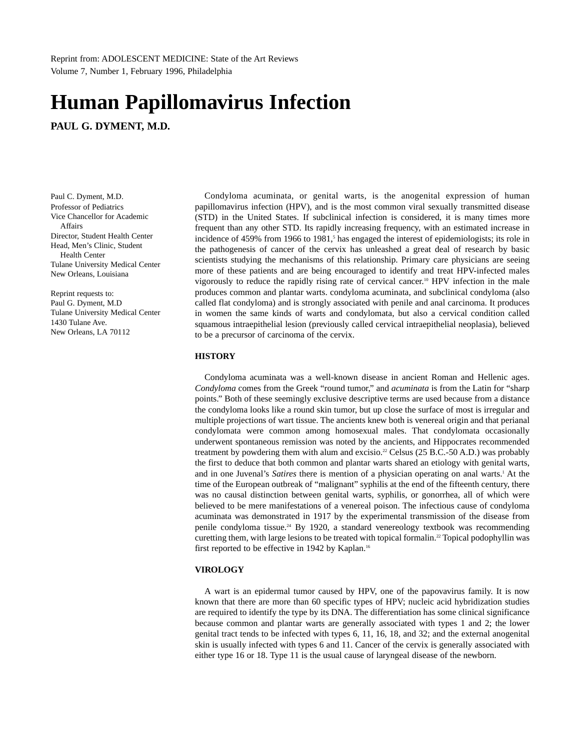Reprint from: ADOLESCENT MEDICINE: State of the Art Reviews
Volume 7, Number 1, February 1996, Philadelphia

# Human Papillomavirus Infection

**PAUL G. DYMENT, M.D.**

Paul C. Dyment, M.D.
Professor of Pediatrics
Vice Chancellor for Academic Affairs
Director, Student Health Center
Head, Men's Clinic, Student Health Center
Tulane University Medical Center
New Orleans, Louisiana

Reprint requests to:
Paul G. Dyment, M.D
Tulane University Medical Center
1430 Tulane Ave.
New Orleans, LA 70112

Condyloma acuminata, or genital warts, is the anogenital expression of human papillomavirus infection (HPV), and is the most common viral sexually transmitted disease (STD) in the United States. If subclinical infection is considered, it is many times more frequent than any other STD. Its rapidly increasing frequency, with an estimated increase in incidence of 459% from 1966 to 1981,[5] has engaged the interest of epidemiologists; its role in the pathogenesis of cancer of the cervix has unleashed a great deal of research by basic scientists studying the mechanisms of this relationship. Primary care physicians are seeing more of these patients and are being encouraged to identify and treat HPV-infected males vigorously to reduce the rapidly rising rate of cervical cancer.[10] HPV infection in the male produces common and plantar warts. condyloma acuminata, and subclinical condyloma (also called flat condyloma) and is strongly associated with penile and anal carcinoma. It produces in women the same kinds of warts and condylomata, but also a cervical condition called squamous intraepithelial lesion (previously called cervical intraepithelial neoplasia), believed to be a precursor of carcinoma of the cervix.

## HISTORY

Condyloma acuminata was a well-known disease in ancient Roman and Hellenic ages. *Condyloma* comes from the Greek "round tumor," and *acuminata* is from the Latin for "sharp points." Both of these seemingly exclusive descriptive terms are used because from a distance the condyloma looks like a round skin tumor, but up close the surface of most is irregular and multiple projections of wart tissue. The ancients knew both is venereal origin and that perianal condylomata were common among homosexual males. That condylomata occasionally underwent spontaneous remission was noted by the ancients, and Hippocrates recommended treatment by powdering them with alum and excisio.[22] Celsus (25 B.C.-50 A.D.) was probably the first to deduce that both common and plantar warts shared an etiology with genital warts, and in one Juvenal's *Satires* there is mention of a physician operating on anal warts.[1] At the time of the European outbreak of "malignant" syphilis at the end of the fifteenth century, there was no causal distinction between genital warts, syphilis, or gonorrhea, all of which were believed to be mere manifestations of a venereal poison. The infectious cause of condyloma acuminata was demonstrated in 1917 by the experimental transmission of the disease from penile condyloma tissue.[24] By 1920, a standard venereology textbook was recommending curetting them, with large lesions to be treated with topical formalin.[22] Topical podophyllin was first reported to be effective in 1942 by Kaplan.[16]

## VIROLOGY

A wart is an epidermal tumor caused by HPV, one of the papovavirus family. It is now known that there are more than 60 specific types of HPV; nucleic acid hybridization studies are required to identify the type by its DNA. The differentiation has some clinical significance because common and plantar warts are generally associated with types 1 and 2; the lower genital tract tends to be infected with types 6, 11, 16, 18, and 32; and the external anogenital skin is usually infected with types 6 and 11. Cancer of the cervix is generally associated with either type 16 or 18. Type 11 is the usual cause of laryngeal disease of the newborn.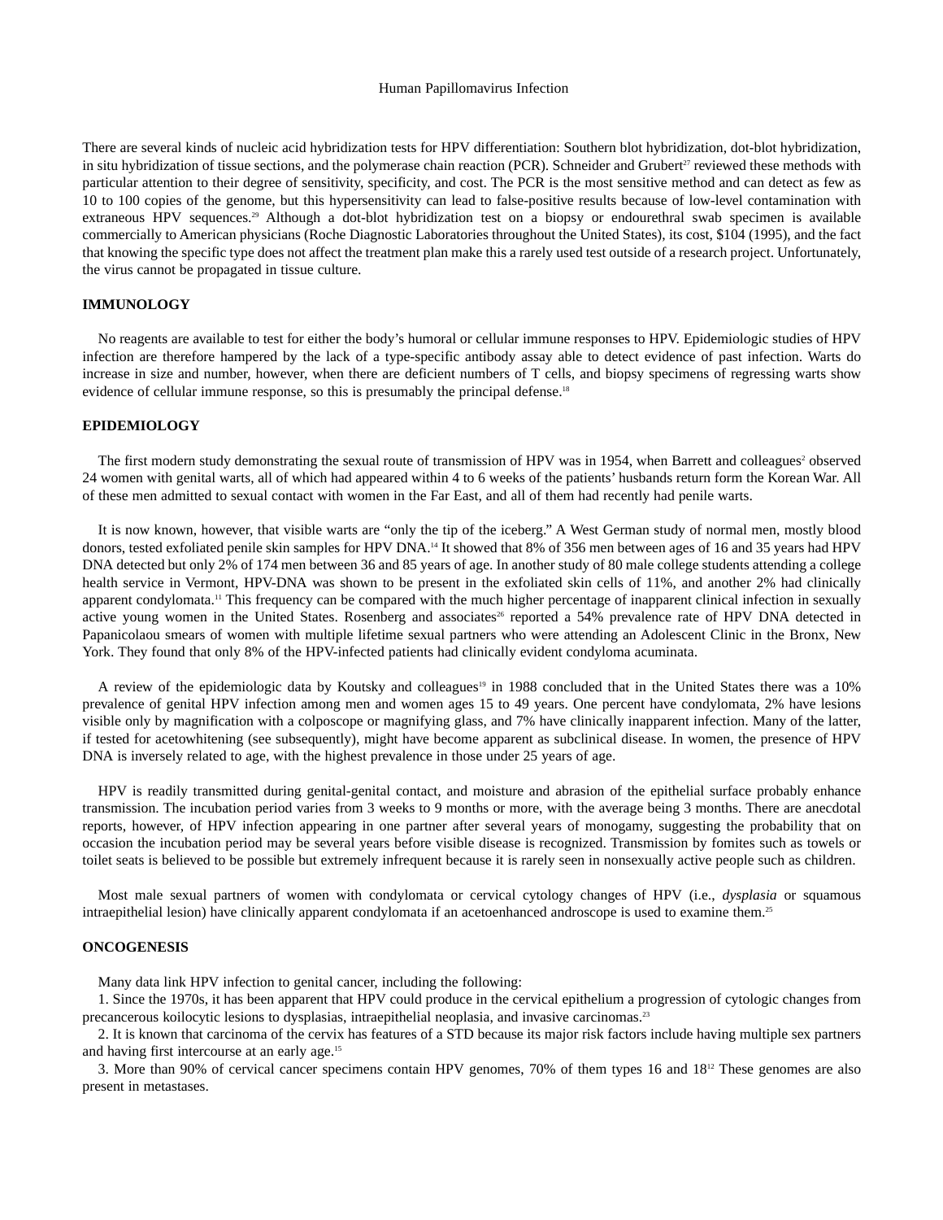There are several kinds of nucleic acid hybridization tests for HPV differentiation: Southern blot hybridization, dot-blot hybridization, in situ hybridization of tissue sections, and the polymerase chain reaction (PCR). Schneider and Grubert[27] reviewed these methods with particular attention to their degree of sensitivity, specificity, and cost. The PCR is the most sensitive method and can detect as few as 10 to 100 copies of the genome, but this hypersensitivity can lead to false-positive results because of low-level contamination with extraneous HPV sequences.[29] Although a dot-blot hybridization test on a biopsy or endourethral swab specimen is available commercially to American physicians (Roche Diagnostic Laboratories throughout the United States), its cost, $104 (1995), and the fact that knowing the specific type does not affect the treatment plan make this a rarely used test outside of a research project. Unfortunately, the virus cannot be propagated in tissue culture.

## IMMUNOLOGY

No reagents are available to test for either the body's humoral or cellular immune responses to HPV. Epidemiologic studies of HPV infection are therefore hampered by the lack of a type-specific antibody assay able to detect evidence of past infection. Warts do increase in size and number, however, when there are deficient numbers of T cells, and biopsy specimens of regressing warts show evidence of cellular immune response, so this is presumably the principal defense.[18]

## EPIDEMIOLOGY

The first modern study demonstrating the sexual route of transmission of HPV was in 1954, when Barrett and colleagues[2] observed 24 women with genital warts, all of which had appeared within 4 to 6 weeks of the patients' husbands return form the Korean War. All of these men admitted to sexual contact with women in the Far East, and all of them had recently had penile warts.

It is now known, however, that visible warts are "only the tip of the iceberg." A West German study of normal men, mostly blood donors, tested exfoliated penile skin samples for HPV DNA.[14] It showed that 8% of 356 men between ages of 16 and 35 years had HPV DNA detected but only 2% of 174 men between 36 and 85 years of age. In another study of 80 male college students attending a college health service in Vermont, HPV-DNA was shown to be present in the exfoliated skin cells of 11%, and another 2% had clinically apparent condylomata.[11] This frequency can be compared with the much higher percentage of inapparent clinical infection in sexually active young women in the United States. Rosenberg and associates[26] reported a 54% prevalence rate of HPV DNA detected in Papanicolaou smears of women with multiple lifetime sexual partners who were attending an Adolescent Clinic in the Bronx, New York. They found that only 8% of the HPV-infected patients had clinically evident condyloma acuminata.

A review of the epidemiologic data by Koutsky and colleagues[19] in 1988 concluded that in the United States there was a 10% prevalence of genital HPV infection among men and women ages 15 to 49 years. One percent have condylomata, 2% have lesions visible only by magnification with a colposcope or magnifying glass, and 7% have clinically inapparent infection. Many of the latter, if tested for acetowhitening (see subsequently), might have become apparent as subclinical disease. In women, the presence of HPV DNA is inversely related to age, with the highest prevalence in those under 25 years of age.

HPV is readily transmitted during genital-genital contact, and moisture and abrasion of the epithelial surface probably enhance transmission. The incubation period varies from 3 weeks to 9 months or more, with the average being 3 months. There are anecdotal reports, however, of HPV infection appearing in one partner after several years of monogamy, suggesting the probability that on occasion the incubation period may be several years before visible disease is recognized. Transmission by fomites such as towels or toilet seats is believed to be possible but extremely infrequent because it is rarely seen in nonsexually active people such as children.

Most male sexual partners of women with condylomata or cervical cytology changes of HPV (i.e., *dysplasia* or squamous intraepithelial lesion) have clinically apparent condylomata if an acetoenhanced androscope is used to examine them.[25]

## ONCOGENESIS

Many data link HPV infection to genital cancer, including the following:

1. Since the 1970s, it has been apparent that HPV could produce in the cervical epithelium a progression of cytologic changes from precancerous koilocytic lesions to dysplasias, intraepithelial neoplasia, and invasive carcinomas.[23]
2. It is known that carcinoma of the cervix has features of a STD because its major risk factors include having multiple sex partners and having first intercourse at an early age.[15]
3. More than 90% of cervical cancer specimens contain HPV genomes, 70% of them types 16 and 18[12] These genomes are also present in metastases.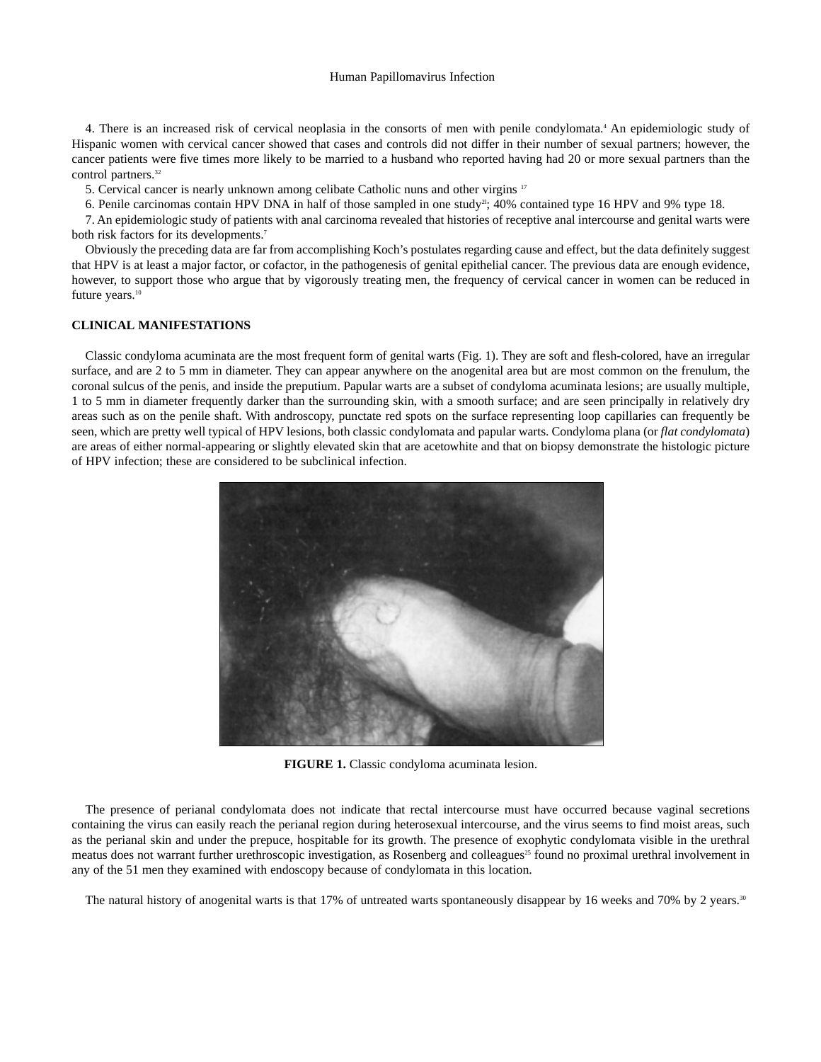4. There is an increased risk of cervical neoplasia in the consorts of men with penile condylomata.[4] An epidemiologic study of Hispanic women with cervical cancer showed that cases and controls did not differ in their number of sexual partners; however, the cancer patients were five times more likely to be married to a husband who reported having had 20 or more sexual partners than the control partners.[32]

5. Cervical cancer is nearly unknown among celibate Catholic nuns and other virgins [17]

6. Penile carcinomas contain HPV DNA in half of those sampled in one study[21]; 40% contained type 16 HPV and 9% type 18.

7. An epidemiologic study of patients with anal carcinoma revealed that histories of receptive anal intercourse and genital warts were both risk factors for its developments.[7]

Obviously the preceding data are far from accomplishing Koch's postulates regarding cause and effect, but the data definitely suggest that HPV is at least a major factor, or cofactor, in the pathogenesis of genital epithelial cancer. The previous data are enough evidence, however, to support those who argue that by vigorously treating men, the frequency of cervical cancer in women can be reduced in future years.[10]

## CLINICAL MANIFESTATIONS

Classic condyloma acuminata are the most frequent form of genital warts (Fig. 1). They are soft and flesh-colored, have an irregular surface, and are 2 to 5 mm in diameter. They can appear anywhere on the anogenital area but are most common on the frenulum, the coronal sulcus of the penis, and inside the preputium. Papular warts are a subset of condyloma acuminata lesions; are usually multiple, 1 to 5 mm in diameter frequently darker than the surrounding skin, with a smooth surface; and are seen principally in relatively dry areas such as on the penile shaft. With androscopy, punctate red spots on the surface representing loop capillaries can frequently be seen, which are pretty well typical of HPV lesions, both classic condylomata and papular warts. Condyloma plana (or *flat condylomata*) are areas of either normal-appearing or slightly elevated skin that are acetowhite and that on biopsy demonstrate the histologic picture of HPV infection; these are considered to be subclinical infection.

**FIGURE 1.** Classic condyloma acuminata lesion.

The presence of perianal condylomata does not indicate that rectal intercourse must have occurred because vaginal secretions containing the virus can easily reach the perianal region during heterosexual intercourse, and the virus seems to find moist areas, such as the perianal skin and under the prepuce, hospitable for its growth. The presence of exophytic condylomata visible in the urethral meatus does not warrant further urethroscopic investigation, as Rosenberg and colleagues[25] found no proximal urethral involvement in any of the 51 men they examined with endoscopy because of condylomata in this location.

The natural history of anogenital warts is that 17% of untreated warts spontaneously disappear by 16 weeks and 70% by 2 years.[30]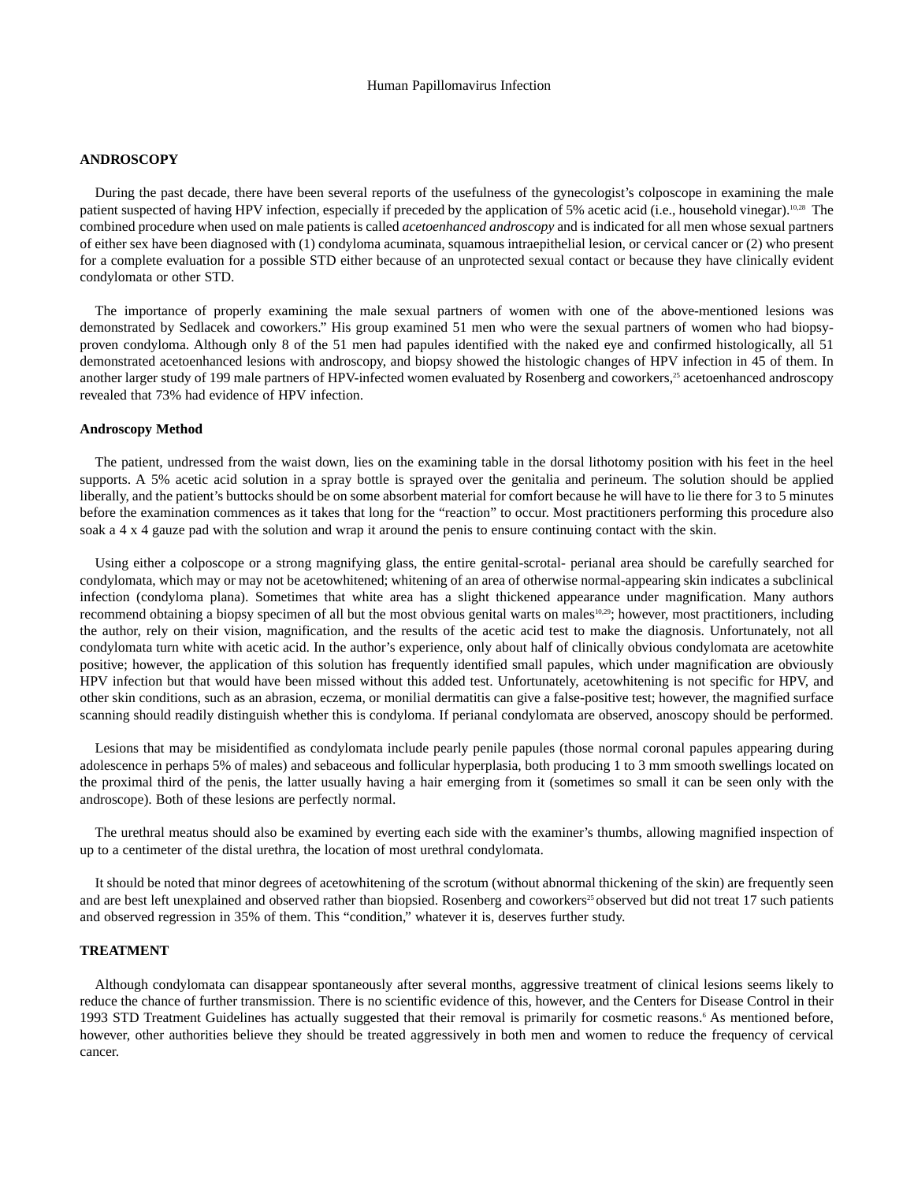## ANDROSCOPY

During the past decade, there have been several reports of the usefulness of the gynecologist's colposcope in examining the male patient suspected of having HPV infection, especially if preceded by the application of 5% acetic acid (i.e., household vinegar).[10,28] The combined procedure when used on male patients is called *acetoenhanced androscopy* and is indicated for all men whose sexual partners of either sex have been diagnosed with (1) condyloma acuminata, squamous intraepithelial lesion, or cervical cancer or (2) who present for a complete evaluation for a possible STD either because of an unprotected sexual contact or because they have clinically evident condylomata or other STD.

The importance of properly examining the male sexual partners of women with one of the above-mentioned lesions was demonstrated by Sedlacek and coworkers." His group examined 51 men who were the sexual partners of women who had biopsy-proven condyloma. Although only 8 of the 51 men had papules identified with the naked eye and confirmed histologically, all 51 demonstrated acetoenhanced lesions with androscopy, and biopsy showed the histologic changes of HPV infection in 45 of them. In another larger study of 199 male partners of HPV-infected women evaluated by Rosenberg and coworkers,[25] acetoenhanced androscopy revealed that 73% had evidence of HPV infection.

### Androscopy Method

The patient, undressed from the waist down, lies on the examining table in the dorsal lithotomy position with his feet in the heel supports. A 5% acetic acid solution in a spray bottle is sprayed over the genitalia and perineum. The solution should be applied liberally, and the patient's buttocks should be on some absorbent material for comfort because he will have to lie there for 3 to 5 minutes before the examination commences as it takes that long for the "reaction" to occur. Most practitioners performing this procedure also soak a 4 x 4 gauze pad with the solution and wrap it around the penis to ensure continuing contact with the skin.

Using either a colposcope or a strong magnifying glass, the entire genital-scrotal- perianal area should be carefully searched for condylomata, which may or may not be acetowhitened; whitening of an area of otherwise normal-appearing skin indicates a subclinical infection (condyloma plana). Sometimes that white area has a slight thickened appearance under magnification. Many authors recommend obtaining a biopsy specimen of all but the most obvious genital warts on males[10,29]; however, most practitioners, including the author, rely on their vision, magnification, and the results of the acetic acid test to make the diagnosis. Unfortunately, not all condylomata turn white with acetic acid. In the author's experience, only about half of clinically obvious condylomata are acetowhite positive; however, the application of this solution has frequently identified small papules, which under magnification are obviously HPV infection but that would have been missed without this added test. Unfortunately, acetowhitening is not specific for HPV, and other skin conditions, such as an abrasion, eczema, or monilial dermatitis can give a false-positive test; however, the magnified surface scanning should readily distinguish whether this is condyloma. If perianal condylomata are observed, anoscopy should be performed.

Lesions that may be misidentified as condylomata include pearly penile papules (those normal coronal papules appearing during adolescence in perhaps 5% of males) and sebaceous and follicular hyperplasia, both producing 1 to 3 mm smooth swellings located on the proximal third of the penis, the latter usually having a hair emerging from it (sometimes so small it can be seen only with the androscope). Both of these lesions are perfectly normal.

The urethral meatus should also be examined by everting each side with the examiner's thumbs, allowing magnified inspection of up to a centimeter of the distal urethra, the location of most urethral condylomata.

It should be noted that minor degrees of acetowhitening of the scrotum (without abnormal thickening of the skin) are frequently seen and are best left unexplained and observed rather than biopsied. Rosenberg and coworkers[25] observed but did not treat 17 such patients and observed regression in 35% of them. This "condition," whatever it is, deserves further study.

## TREATMENT

Although condylomata can disappear spontaneously after several months, aggressive treatment of clinical lesions seems likely to reduce the chance of further transmission. There is no scientific evidence of this, however, and the Centers for Disease Control in their 1993 STD Treatment Guidelines has actually suggested that their removal is primarily for cosmetic reasons.[6] As mentioned before, however, other authorities believe they should be treated aggressively in both men and women to reduce the frequency of cervical cancer.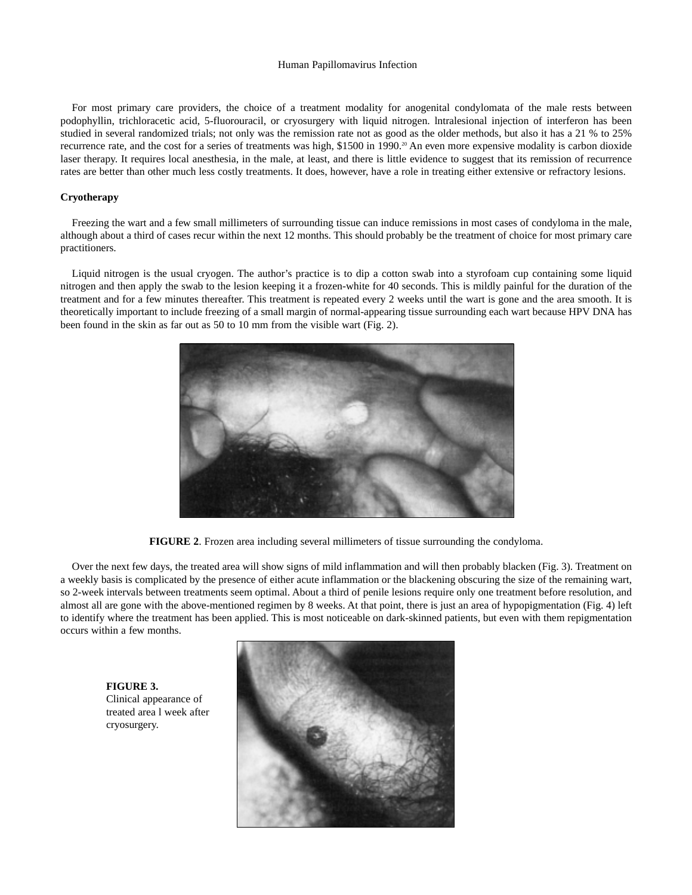For most primary care providers, the choice of a treatment modality for anogenital condylomata of the male rests between podophyllin, trichloracetic acid, 5-fluorouracil, or cryosurgery with liquid nitrogen. lntralesional injection of interferon has been studied in several randomized trials; not only was the remission rate not as good as the older methods, but also it has a 21 % to 25% recurrence rate, and the cost for a series of treatments was high, $1500 in 1990.[20] An even more expensive modality is carbon dioxide laser therapy. It requires local anesthesia, in the male, at least, and there is little evidence to suggest that its remission of recurrence rates are better than other much less costly treatments. It does, however, have a role in treating either extensive or refractory lesions.

### Cryotherapy

Freezing the wart and a few small millimeters of surrounding tissue can induce remissions in most cases of condyloma in the male, although about a third of cases recur within the next 12 months. This should probably be the treatment of choice for most primary care practitioners.

Liquid nitrogen is the usual cryogen. The author's practice is to dip a cotton swab into a styrofoam cup containing some liquid nitrogen and then apply the swab to the lesion keeping it a frozen-white for 40 seconds. This is mildly painful for the duration of the treatment and for a few minutes thereafter. This treatment is repeated every 2 weeks until the wart is gone and the area smooth. It is theoretically important to include freezing of a small margin of normal-appearing tissue surrounding each wart because HPV DNA has been found in the skin as far out as 50 to 10 mm from the visible wart (Fig. 2).

**FIGURE 2**. Frozen area including several millimeters of tissue surrounding the condyloma.

Over the next few days, the treated area will show signs of mild inflammation and will then probably blacken (Fig. 3). Treatment on a weekly basis is complicated by the presence of either acute inflammation or the blackening obscuring the size of the remaining wart, so 2-week intervals between treatments seem optimal. About a third of penile lesions require only one treatment before resolution, and almost all are gone with the above-mentioned regimen by 8 weeks. At that point, there is just an area of hypopigmentation (Fig. 4) left to identify where the treatment has been applied. This is most noticeable on dark-skinned patients, but even with them repigmentation occurs within a few months.

**FIGURE 3.** Clinical appearance of treated area l week after cryosurgery.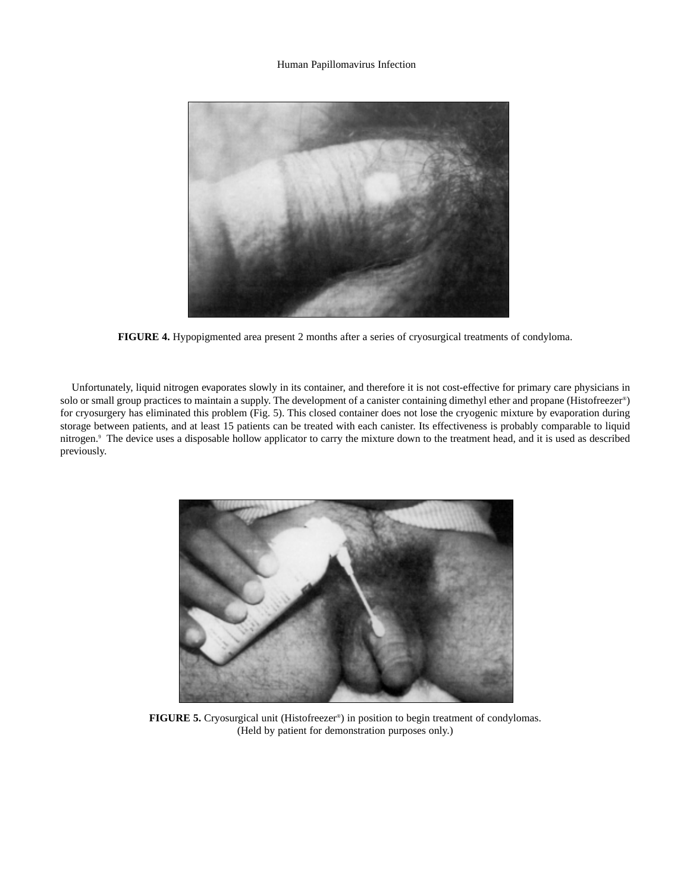**FIGURE 4.** Hypopigmented area present 2 months after a series of cryosurgical treatments of condyloma.

Unfortunately, liquid nitrogen evaporates slowly in its container, and therefore it is not cost-effective for primary care physicians in solo or small group practices to maintain a supply. The development of a canister containing dimethyl ether and propane (Histofreezer®) for cryosurgery has eliminated this problem (Fig. 5). This closed container does not lose the cryogenic mixture by evaporation during storage between patients, and at least 15 patients can be treated with each canister. Its effectiveness is probably comparable to liquid nitrogen.[9] The device uses a disposable hollow applicator to carry the mixture down to the treatment head, and it is used as described previously.

**FIGURE 5.** Cryosurgical unit (Histofreezer®) in position to begin treatment of condylomas. (Held by patient for demonstration purposes only.)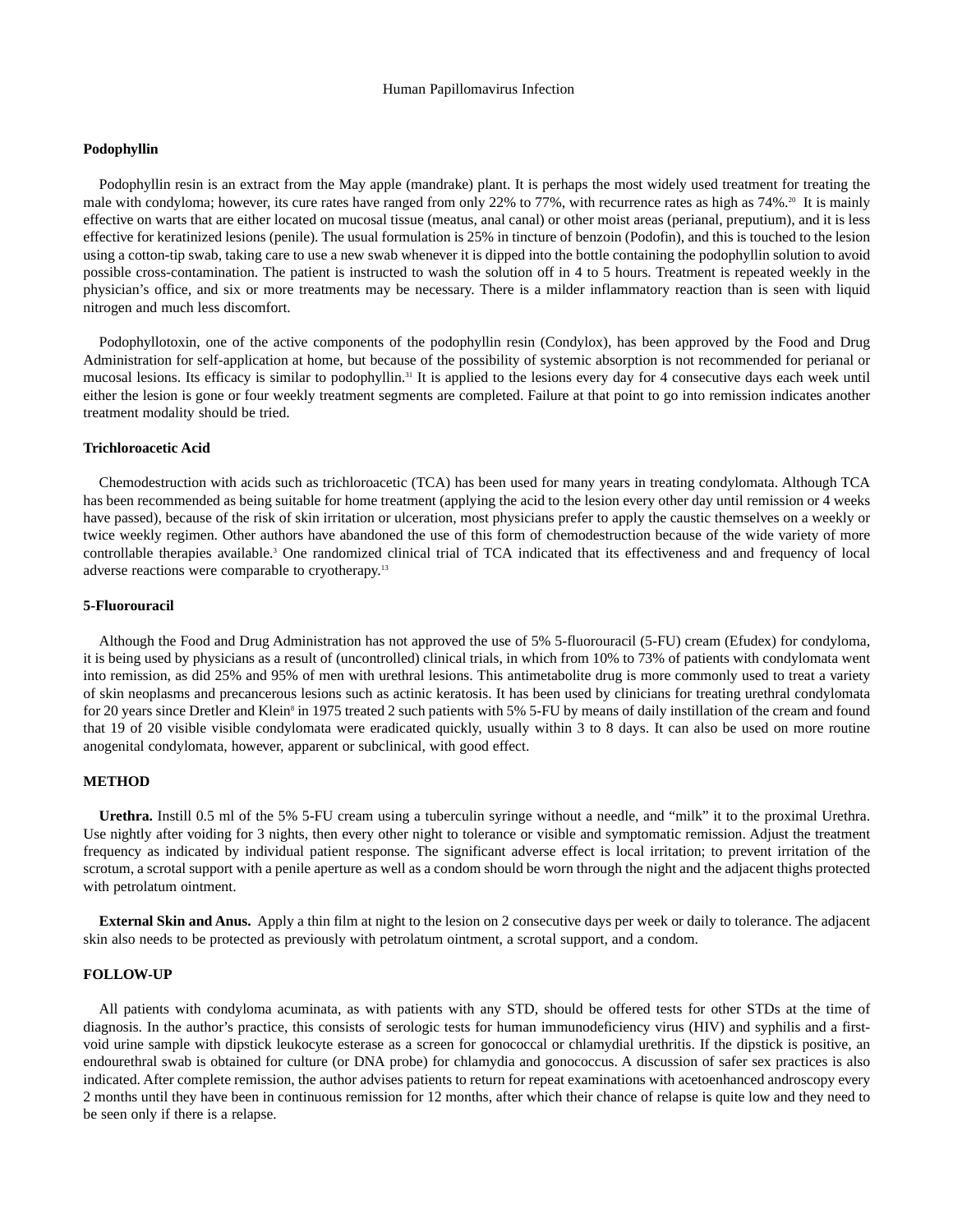### Podophyllin

Podophyllin resin is an extract from the May apple (mandrake) plant. It is perhaps the most widely used treatment for treating the male with condyloma; however, its cure rates have ranged from only 22% to 77%, with recurrence rates as high as 74%.[20] It is mainly effective on warts that are either located on mucosal tissue (meatus, anal canal) or other moist areas (perianal, preputium), and it is less effective for keratinized lesions (penile). The usual formulation is 25% in tincture of benzoin (Podofin), and this is touched to the lesion using a cotton-tip swab, taking care to use a new swab whenever it is dipped into the bottle containing the podophyllin solution to avoid possible cross-contamination. The patient is instructed to wash the solution off in 4 to 5 hours. Treatment is repeated weekly in the physician's office, and six or more treatments may be necessary. There is a milder inflammatory reaction than is seen with liquid nitrogen and much less discomfort.

Podophyllotoxin, one of the active components of the podophyllin resin (Condylox), has been approved by the Food and Drug Administration for self-application at home, but because of the possibility of systemic absorption is not recommended for perianal or mucosal lesions. Its efficacy is similar to podophyllin.[31] It is applied to the lesions every day for 4 consecutive days each week until either the lesion is gone or four weekly treatment segments are completed. Failure at that point to go into remission indicates another treatment modality should be tried.

### Trichloroacetic Acid

Chemodestruction with acids such as trichloroacetic (TCA) has been used for many years in treating condylomata. Although TCA has been recommended as being suitable for home treatment (applying the acid to the lesion every other day until remission or 4 weeks have passed), because of the risk of skin irritation or ulceration, most physicians prefer to apply the caustic themselves on a weekly or twice weekly regimen. Other authors have abandoned the use of this form of chemodestruction because of the wide variety of more controllable therapies available.[3] One randomized clinical trial of TCA indicated that its effectiveness and and frequency of local adverse reactions were comparable to cryotherapy.[13]

### 5-Fluorouracil

Although the Food and Drug Administration has not approved the use of 5% 5-fluorouracil (5-FU) cream (Efudex) for condyloma, it is being used by physicians as a result of (uncontrolled) clinical trials, in which from 10% to 73% of patients with condylomata went into remission, as did 25% and 95% of men with urethral lesions. This antimetabolite drug is more commonly used to treat a variety of skin neoplasms and precancerous lesions such as actinic keratosis. It has been used by clinicians for treating urethral condylomata for 20 years since Dretler and Klein[8] in 1975 treated 2 such patients with 5% 5-FU by means of daily instillation of the cream and found that 19 of 20 visible visible condylomata were eradicated quickly, usually within 3 to 8 days. It can also be used on more routine anogenital condylomata, however, apparent or subclinical, with good effect.

### METHOD

**Urethra.** Instill 0.5 ml of the 5% 5-FU cream using a tuberculin syringe without a needle, and "milk" it to the proximal Urethra. Use nightly after voiding for 3 nights, then every other night to tolerance or visible and symptomatic remission. Adjust the treatment frequency as indicated by individual patient response. The significant adverse effect is local irritation; to prevent irritation of the scrotum, a scrotal support with a penile aperture as well as a condom should be worn through the night and the adjacent thighs protected with petrolatum ointment.

**External Skin and Anus.** Apply a thin film at night to the lesion on 2 consecutive days per week or daily to tolerance. The adjacent skin also needs to be protected as previously with petrolatum ointment, a scrotal support, and a condom.

### FOLLOW-UP

All patients with condyloma acuminata, as with patients with any STD, should be offered tests for other STDs at the time of diagnosis. In the author's practice, this consists of serologic tests for human immunodeficiency virus (HIV) and syphilis and a first-void urine sample with dipstick leukocyte esterase as a screen for gonococcal or chlamydial urethritis. If the dipstick is positive, an endourethral swab is obtained for culture (or DNA probe) for chlamydia and gonococcus. A discussion of safer sex practices is also indicated. After complete remission, the author advises patients to return for repeat examinations with acetoenhanced androscopy every 2 months until they have been in continuous remission for 12 months, after which their chance of relapse is quite low and they need to be seen only if there is a relapse.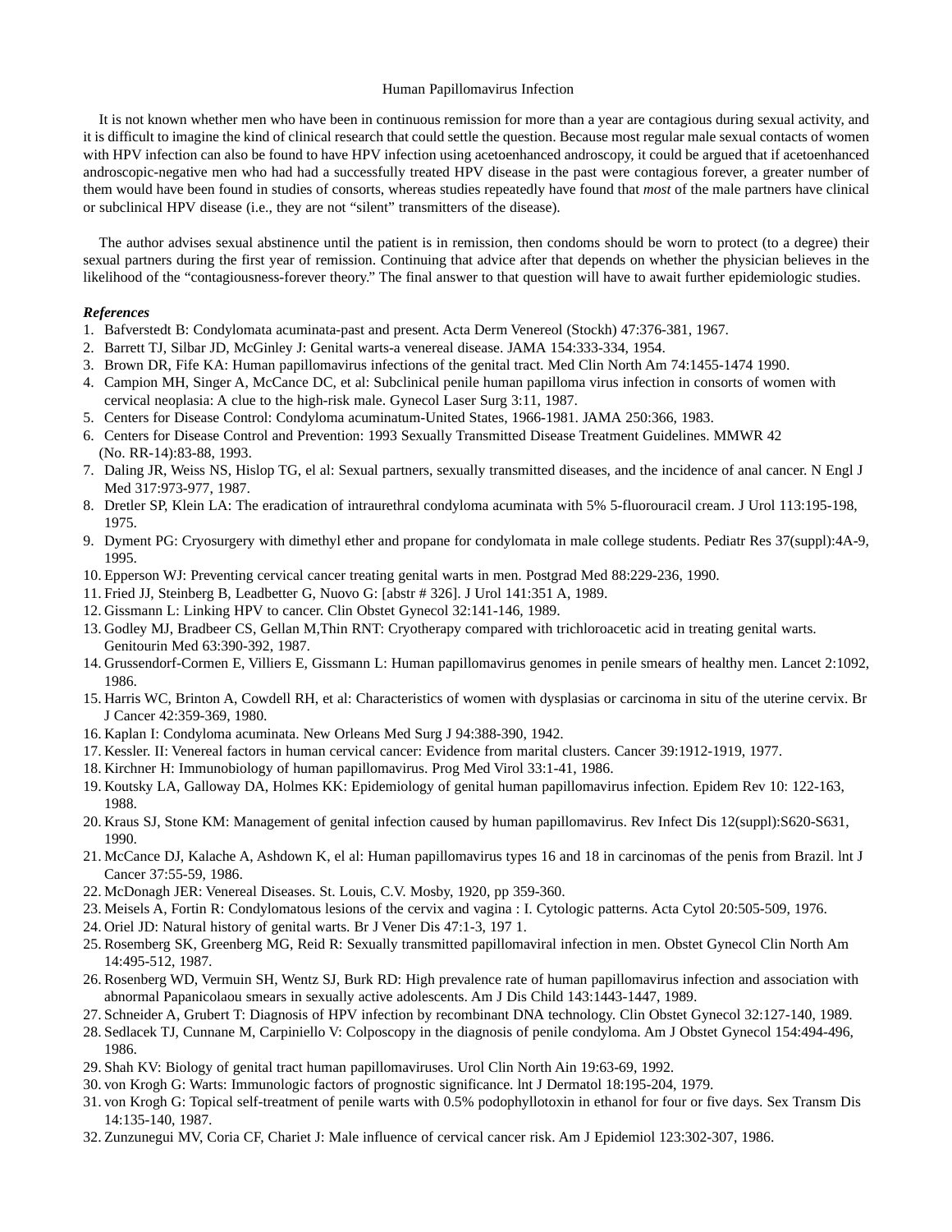It is not known whether men who have been in continuous remission for more than a year are contagious during sexual activity, and it is difficult to imagine the kind of clinical research that could settle the question. Because most regular male sexual contacts of women with HPV infection can also be found to have HPV infection using acetoenhanced androscopy, it could be argued that if acetoenhanced androscopic-negative men who had had a successfully treated HPV disease in the past were contagious forever, a greater number of them would have been found in studies of consorts, whereas studies repeatedly have found that *most* of the male partners have clinical or subclinical HPV disease (i.e., they are not "silent" transmitters of the disease).

The author advises sexual abstinence until the patient is in remission, then condoms should be worn to protect (to a degree) their sexual partners during the first year of remission. Continuing that advice after that depends on whether the physician believes in the likelihood of the "contagiousness-forever theory." The final answer to that question will have to await further epidemiologic studies.

***References***

1. Bafverstedt B: Condylomata acuminata-past and present. Acta Derm Venereol (Stockh) 47:376-381, 1967.
2. Barrett TJ, Silbar JD, McGinley J: Genital warts-a venereal disease. JAMA 154:333-334, 1954.
3. Brown DR, Fife KA: Human papillomavirus infections of the genital tract. Med Clin North Am 74:1455-1474 1990.
4. Campion MH, Singer A, McCance DC, et al: Subclinical penile human papilloma virus infection in consorts of women with cervical neoplasia: A clue to the high-risk male. Gynecol Laser Surg 3:11, 1987.
5. Centers for Disease Control: Condyloma acuminatum-United States, 1966-1981. JAMA 250:366, 1983.
6. Centers for Disease Control and Prevention: 1993 Sexually Transmitted Disease Treatment Guidelines. MMWR 42 (No. RR-14):83-88, 1993.
7. Daling JR, Weiss NS, Hislop TG, el al: Sexual partners, sexually transmitted diseases, and the incidence of anal cancer. N Engl J Med 317:973-977, 1987.
8. Dretler SP, Klein LA: The eradication of intraurethral condyloma acuminata with 5% 5-fluorouracil cream. J Urol 113:195-198, 1975.
9. Dyment PG: Cryosurgery with dimethyl ether and propane for condylomata in male college students. Pediatr Res 37(suppl):4A-9, 1995.
10. Epperson WJ: Preventing cervical cancer treating genital warts in men. Postgrad Med 88:229-236, 1990.
11. Fried JJ, Steinberg B, Leadbetter G, Nuovo G: [abstr # 326]. J Urol 141:351 A, 1989.
12. Gissmann L: Linking HPV to cancer. Clin Obstet Gynecol 32:141-146, 1989.
13. Godley MJ, Bradbeer CS, Gellan M,Thin RNT: Cryotherapy compared with trichloroacetic acid in treating genital warts. Genitourin Med 63:390-392, 1987.
14. Grussendorf-Cormen E, Villiers E, Gissmann L: Human papillomavirus genomes in penile smears of healthy men. Lancet 2:1092, 1986.
15. Harris WC, Brinton A, Cowdell RH, et al: Characteristics of women with dysplasias or carcinoma in situ of the uterine cervix. Br J Cancer 42:359-369, 1980.
16. Kaplan I: Condyloma acuminata. New Orleans Med Surg J 94:388-390, 1942.
17. Kessler. II: Venereal factors in human cervical cancer: Evidence from marital clusters. Cancer 39:1912-1919, 1977.
18. Kirchner H: Immunobiology of human papillomavirus. Prog Med Virol 33:1-41, 1986.
19. Koutsky LA, Galloway DA, Holmes KK: Epidemiology of genital human papillomavirus infection. Epidem Rev 10: 122-163, 1988.
20. Kraus SJ, Stone KM: Management of genital infection caused by human papillomavirus. Rev Infect Dis 12(suppl):S620-S631, 1990.
21. McCance DJ, Kalache A, Ashdown K, el al: Human papillomavirus types 16 and 18 in carcinomas of the penis from Brazil. lnt J Cancer 37:55-59, 1986.
22. McDonagh JER: Venereal Diseases. St. Louis, C.V. Mosby, 1920, pp 359-360.
23. Meisels A, Fortin R: Condylomatous lesions of the cervix and vagina : I. Cytologic patterns. Acta Cytol 20:505-509, 1976.
24. Oriel JD: Natural history of genital warts. Br J Vener Dis 47:1-3, 197 1.
25. Rosemberg SK, Greenberg MG, Reid R: Sexually transmitted papillomaviral infection in men. Obstet Gynecol Clin North Am 14:495-512, 1987.
26. Rosenberg WD, Vermuin SH, Wentz SJ, Burk RD: High prevalence rate of human papillomavirus infection and association with abnormal Papanicolaou smears in sexually active adolescents. Am J Dis Child 143:1443-1447, 1989.
27. Schneider A, Grubert T: Diagnosis of HPV infection by recombinant DNA technology. Clin Obstet Gynecol 32:127-140, 1989.
28. Sedlacek TJ, Cunnane M, Carpiniello V: Colposcopy in the diagnosis of penile condyloma. Am J Obstet Gynecol 154:494-496, 1986.
29. Shah KV: Biology of genital tract human papillomaviruses. Urol Clin North Ain 19:63-69, 1992.
30. von Krogh G: Warts: Immunologic factors of prognostic significance. lnt J Dermatol 18:195-204, 1979.
31. von Krogh G: Topical self-treatment of penile warts with 0.5% podophyllotoxin in ethanol for four or five days. Sex Transm Dis 14:135-140, 1987.
32. Zunzunegui MV, Coria CF, Chariet J: Male influence of cervical cancer risk. Am J Epidemiol 123:302-307, 1986.